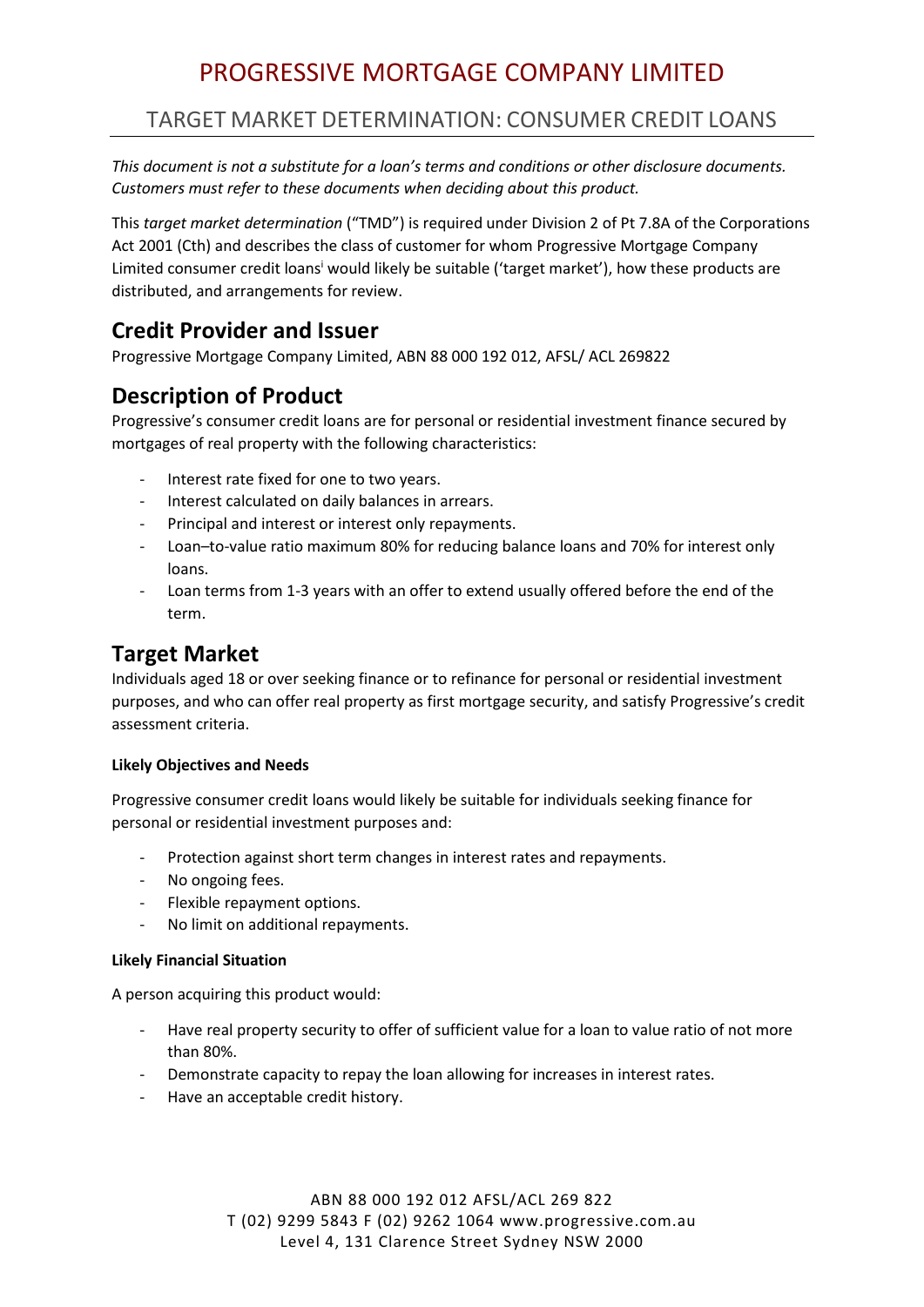# PROGRESSIVE MORTGAGE COMPANY LIMITED

## TARGET MARKET DETERMINATION: CONSUMER CREDIT LOANS

*This document is not a substitute for a loan's terms and conditions or other disclosure documents. Customers must refer to these documents when deciding about this product.*

This *target market determination* ("TMD") is required under Division 2 of Pt 7.8A of the Corporations Act 2001 (Cth) and describes the class of customer for whom Progressive Mortgage Company Limited consumer credit loans[i] would likely be suitable ('target market'), how these products are distributed, and arrangements for review.

## Credit Provider and Issuer

Progressive Mortgage Company Limited, ABN 88 000 192 012, AFSL/ ACL 269822

## Description of Product

Progressive's consumer credit loans are for personal or residential investment finance secured by mortgages of real property with the following characteristics:

- Interest rate fixed for one to two years.
- Interest calculated on daily balances in arrears.
- Principal and interest or interest only repayments.
- Loan–to-value ratio maximum 80% for reducing balance loans and 70% for interest only loans.
- Loan terms from 1-3 years with an offer to extend usually offered before the end of the term.

## Target Market

Individuals aged 18 or over seeking finance or to refinance for personal or residential investment purposes, and who can offer real property as first mortgage security, and satisfy Progressive's credit assessment criteria.

#### Likely Objectives and Needs

Progressive consumer credit loans would likely be suitable for individuals seeking finance for personal or residential investment purposes and:

- Protection against short term changes in interest rates and repayments.
- No ongoing fees.
- Flexible repayment options.
- No limit on additional repayments.

#### Likely Financial Situation

A person acquiring this product would:

- Have real property security to offer of sufficient value for a loan to value ratio of not more than 80%.
- Demonstrate capacity to repay the loan allowing for increases in interest rates.
- Have an acceptable credit history.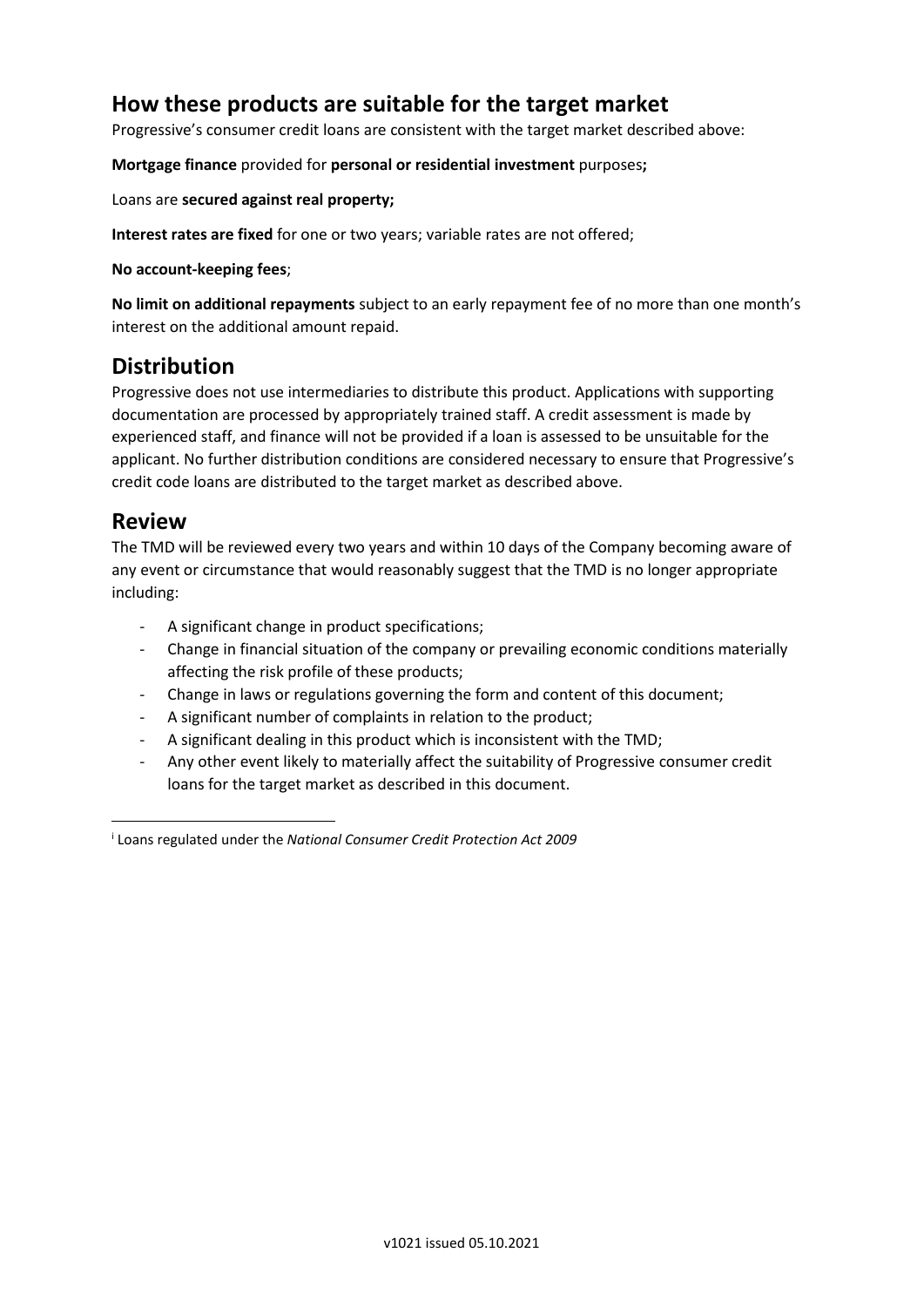## How these products are suitable for the target market

Progressive's consumer credit loans are consistent with the target market described above:

**Mortgage finance** provided for **personal or residential investment** purposes**;**

Loans are **secured against real property;**

**Interest rates are fixed** for one or two years; variable rates are not offered;

**No account-keeping fees**;

**No limit on additional repayments** subject to an early repayment fee of no more than one month's interest on the additional amount repaid.

## Distribution

Progressive does not use intermediaries to distribute this product. Applications with supporting documentation are processed by appropriately trained staff. A credit assessment is made by experienced staff, and finance will not be provided if a loan is assessed to be unsuitable for the applicant. No further distribution conditions are considered necessary to ensure that Progressive's credit code loans are distributed to the target market as described above.

## Review

The TMD will be reviewed every two years and within 10 days of the Company becoming aware of any event or circumstance that would reasonably suggest that the TMD is no longer appropriate including:

- A significant change in product specifications;
- Change in financial situation of the company or prevailing economic conditions materially affecting the risk profile of these products;
- Change in laws or regulations governing the form and content of this document;
- A significant number of complaints in relation to the product;
- A significant dealing in this product which is inconsistent with the TMD;
- Any other event likely to materially affect the suitability of Progressive consumer credit loans for the target market as described in this document.

---

[i] Loans regulated under the *National Consumer Credit Protection Act 2009*

v1021 issued 05.10.2021